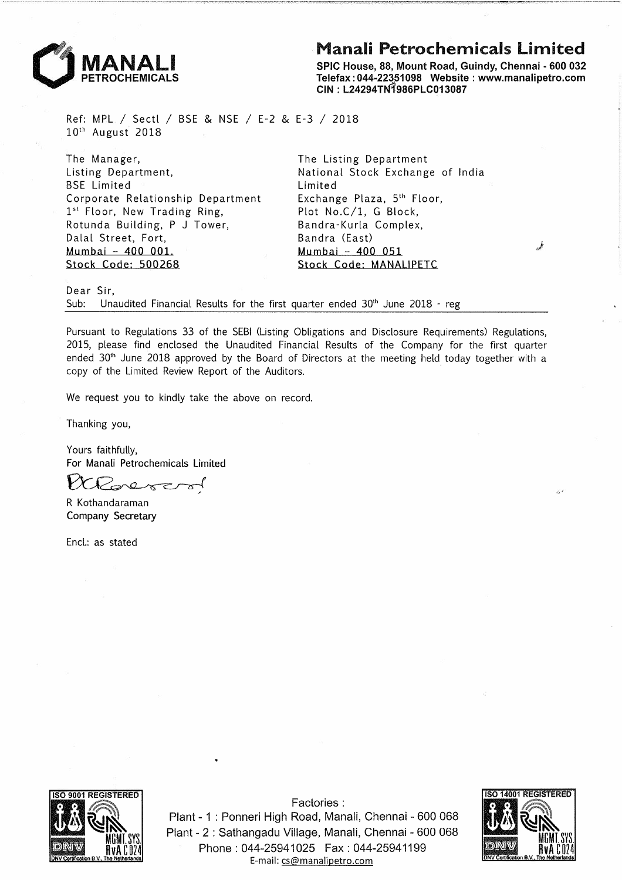# Manali Petrochemicals Limited

**SPIC House, 88, Mount Road, Guindy, Chennai - 600 032**
**Telefax : 044-22351098 Website : www.manalipetro.com**
**CIN : L24294TN1986PLC013087**

Ref: MPL / Sectl / BSE & NSE / E-2 & E-3 / 2018
10th August 2018

The Manager,
Listing Department,
BSE Limited
Corporate Relationship Department
1st Floor, New Trading Ring,
Rotunda Building, P J Tower,
Dalal Street, Fort,
Mumbai - 400 001.
Stock Code: 500268

The Listing Department
National Stock Exchange of India Limited
Exchange Plaza, 5th Floor,
Plot No.C/1, G Block,
Bandra-Kurla Complex,
Bandra (East)
Mumbai - 400 051
Stock Code: MANALIPETC

Dear Sir,

Sub: Unaudited Financial Results for the first quarter ended 30th June 2018 - reg

Pursuant to Regulations 33 of the SEBI (Listing Obligations and Disclosure Requirements) Regulations, 2015, please find enclosed the Unaudited Financial Results of the Company for the first quarter ended 30th June 2018 approved by the Board of Directors at the meeting held today together with a copy of the Limited Review Report of the Auditors.

We request you to kindly take the above on record.

Thanking you,

Yours faithfully,
For Manali Petrochemicals Limited

R Kothandaraman
Company Secretary

Encl.: as stated

Factories :
Plant - 1 : Ponneri High Road, Manali, Chennai - 600 068
Plant - 2 : Sathangadu Village, Manali, Chennai - 600 068
Phone : 044-25941025 Fax : 044-25941199
E-mail: cs@manalipetro.com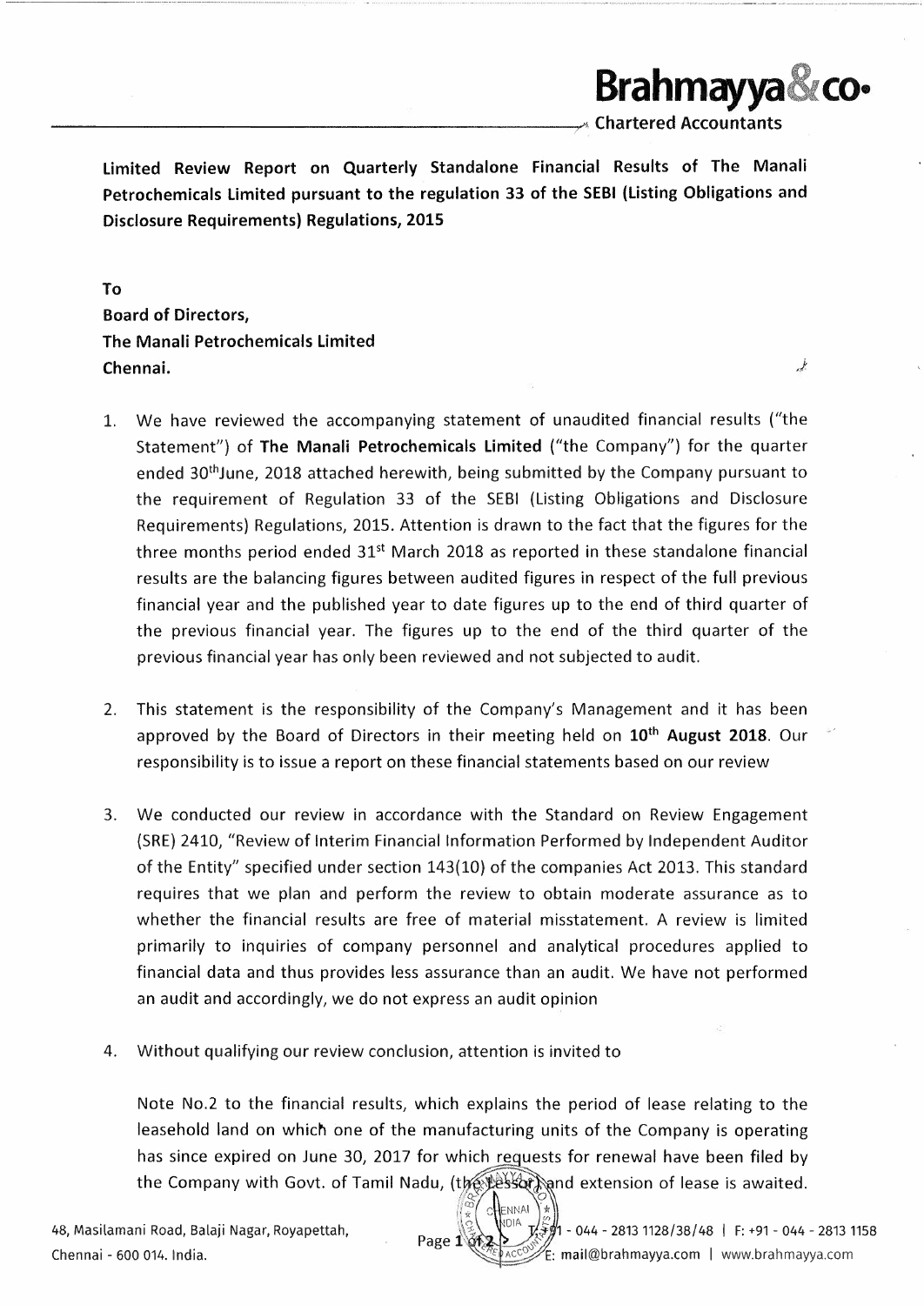**Limited Review Report on Quarterly Standalone Financial Results of The Manali Petrochemicals Limited pursuant to the regulation 33 of the SEBI (Listing Obligations and Disclosure Requirements) Regulations, 2015**

**To**
**Board of Directors,**
**The Manali Petrochemicals Limited**
**Chennai.**

1. We have reviewed the accompanying statement of unaudited financial results ("the Statement") of **The Manali Petrochemicals Limited** ("the Company") for the quarter ended 30thJune, 2018 attached herewith, being submitted by the Company pursuant to the requirement of Regulation 33 of the SEBI (Listing Obligations and Disclosure Requirements) Regulations, 2015. Attention is drawn to the fact that the figures for the three months period ended 31st March 2018 as reported in these standalone financial results are the balancing figures between audited figures in respect of the full previous financial year and the published year to date figures up to the end of third quarter of the previous financial year. The figures up to the end of the third quarter of the previous financial year has only been reviewed and not subjected to audit.

2. This statement is the responsibility of the Company's Management and it has been approved by the Board of Directors in their meeting held on **10th August 2018**. Our responsibility is to issue a report on these financial statements based on our review

3. We conducted our review in accordance with the Standard on Review Engagement (SRE) 2410, "Review of Interim Financial Information Performed by Independent Auditor of the Entity" specified under section 143(10) of the companies Act 2013. This standard requires that we plan and perform the review to obtain moderate assurance as to whether the financial results are free of material misstatement. A review is limited primarily to inquiries of company personnel and analytical procedures applied to financial data and thus provides less assurance than an audit. We have not performed an audit and accordingly, we do not express an audit opinion

4. Without qualifying our review conclusion, attention is invited to

   Note No.2 to the financial results, which explains the period of lease relating to the leasehold land on which one of the manufacturing units of the Company is operating has since expired on June 30, 2017 for which requests for renewal have been filed by the Company with Govt. of Tamil Nadu, (the Lessor) and extension of lease is awaited.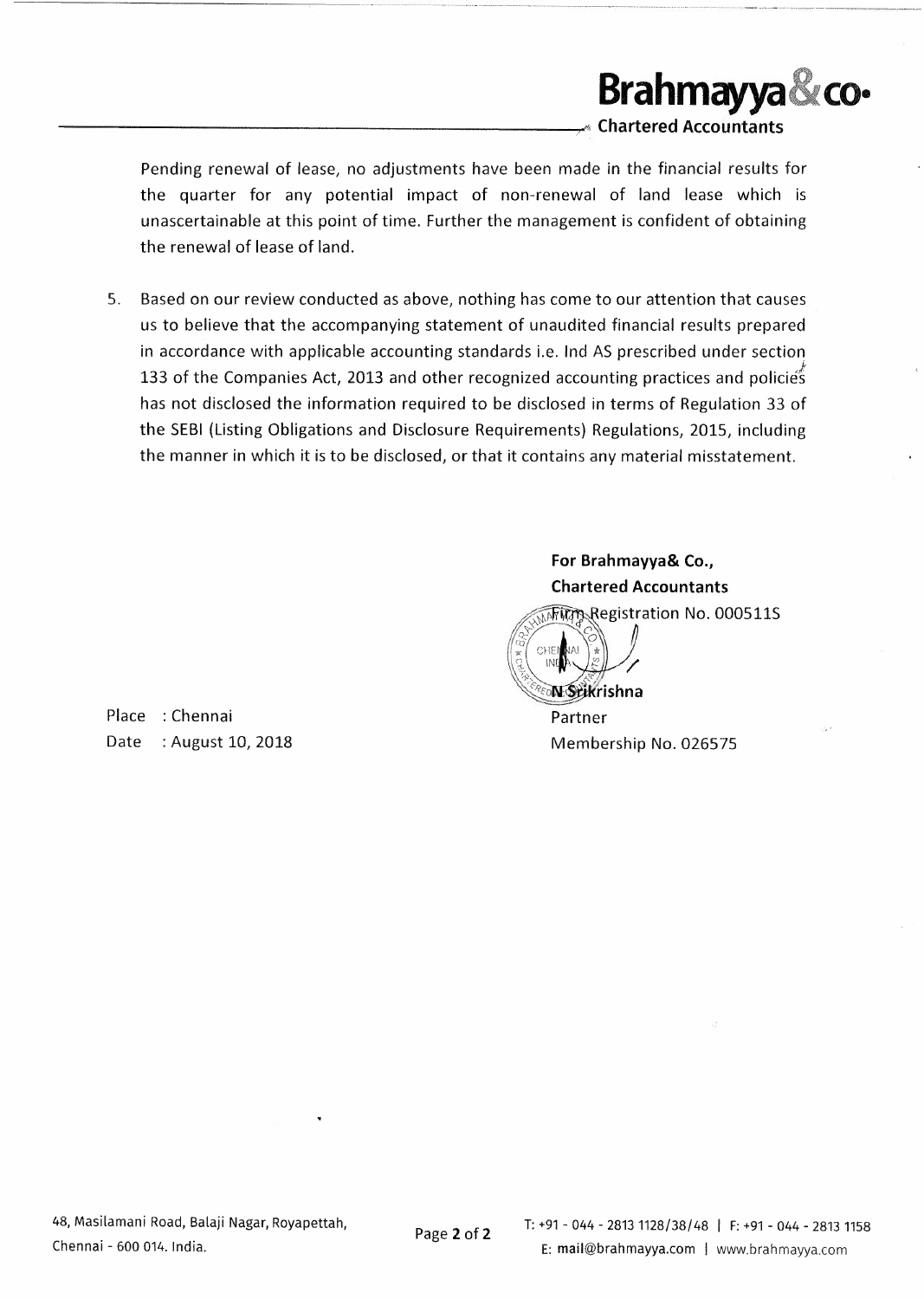Pending renewal of lease, no adjustments have been made in the financial results for the quarter for any potential impact of non-renewal of land lease which is unascertainable at this point of time. Further the management is confident of obtaining the renewal of lease of land.

5. Based on our review conducted as above, nothing has come to our attention that causes us to believe that the accompanying statement of unaudited financial results prepared in accordance with applicable accounting standards i.e. Ind AS prescribed under section 133 of the Companies Act, 2013 and other recognized accounting practices and policies has not disclosed the information required to be disclosed in terms of Regulation 33 of the SEBI (Listing Obligations and Disclosure Requirements) Regulations, 2015, including the manner in which it is to be disclosed, or that it contains any material misstatement.

**For Brahmayya& Co.,**
**Chartered Accountants**
Firm Registration No. 000511S

**N Srikrishna**
Partner
Membership No. 026575

Place : Chennai
Date : August 10, 2018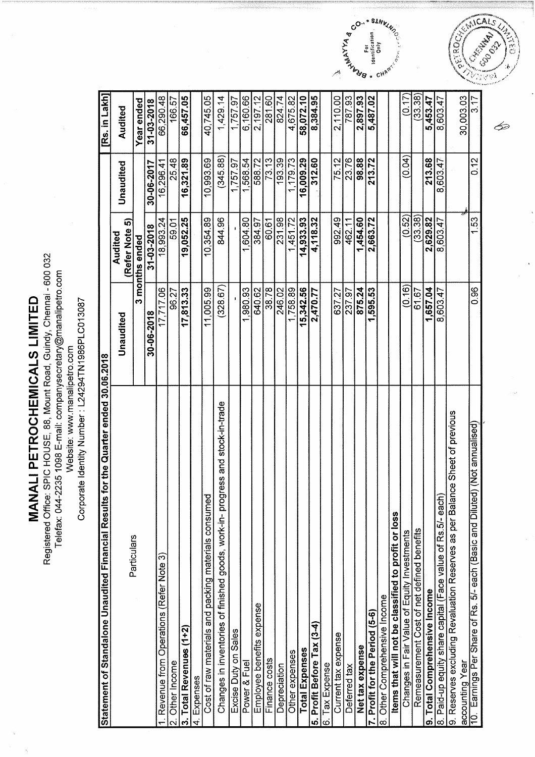# MANALI PETROCHEMICALS LIMITED

Registered Office: SPIC HOUSE, 88, Mount Road, Guindy, Chennai - 600 032
Telefax: 044-2235 1098 E-mail: companysecretary@manalipetro.com
Website: www.manalipetro.com
Corporate Identity Number : L24294TN1986PLC013087

| Statement of Standalone Unaudited Financial Results for the Quarter ended 30.06.2018 | | | | [Rs. in Lakh] |
|---|---|---|---|---|
| Particulars | Unaudited | Audited (Refer Note 5) | Unaudited | Audited |
| | 3 months ended | | | Year ended |
| | 30-06-2018 | 31-03-2018 | 30-06-2017 | 31-03-2018 |
| 1. Revenue from Operations (Refer Note 3) | 17,717.06 | 18,993.24 | 16,296.41 | 66,290.48 |
| 2. Other Income | 96.27 | 59.01 | 25.48 | 166.57 |
| **3. Total Revenues (1+2)** | **17,813.33** | **19,052.25** | **16,321.89** | **66,457.05** |
| 4. Expenses | | | | |
| Cost of raw materials and packing materials consumed | 11,005.99 | 10,354.89 | 10,993.69 | 40,745.05 |
| Changes in inventories of finished goods, work-in- progress and stock-in-trade | (328.67) | 844.96 | (345.88) | 1,429.14 |
| Excise Duty on Sales | - | - | 1,757.97 | 1,757.97 |
| Power & Fuel | 1,980.93 | 1,604.80 | 1,568.54 | 6,160.66 |
| Employee benefits expense | 640.62 | 384.97 | 588.72 | 2,197.12 |
| Finance costs | 38.78 | 60.61 | 73.13 | 281.60 |
| Depreciation | 246.02 | 231.98 | 193.39 | 824.74 |
| Other expenses | 1,758.89 | 1,451.72 | 1,179.73 | 4,675.82 |
| **Total Expenses** | **15,342.56** | **14,933.93** | **16,009.29** | **58,072.10** |
| **5. Profit Before Tax (3-4)** | **2,470.77** | **4,118.32** | **312.60** | **8,384.95** |
| 6. Tax Expense | | | | |
| Current tax expense | 637.27 | 992.49 | 75.12 | 2,110.00 |
| Deferred tax | 237.97 | 462.11 | 23.76 | 787.93 |
| **Net tax expense** | **875.24** | **1,454.60** | **98.88** | **2,897.93** |
| **7. Profit for the Period (5-6)** | **1,595.53** | **2,663.72** | **213.72** | **5,487.02** |
| 8. Other Comprehensive Income | | | | |
| **Items that will not be classified to profit or loss** | | | | |
| Changes in Fair Value of Equity Investments | (0.16) | (0.52) | (0.04) | (0.17) |
| Remeasurement Cost of net defined benefits | 61.67 | (33.38) | | (33.38) |
| **9. Total Comprehensive Income** | **1,657.04** | **2,629.82** | **213.68** | **5,453.47** |
| 8. Paid-up equity share capital (Face value of Rs.5/- each) | 8,603.47 | 8,603.47 | 8,603.47 | 8,603.47 |
| 9. Reserves excluding Revaluation Reserves as per Balance Sheet of previous accounting Year | | | | 30,003.03 |
| 10. Earnings Per Share of Rs. 5/- each (Basic and Diluted) (Not annualised) | 0.96 | 1.53 | 0.12 | 3.17 |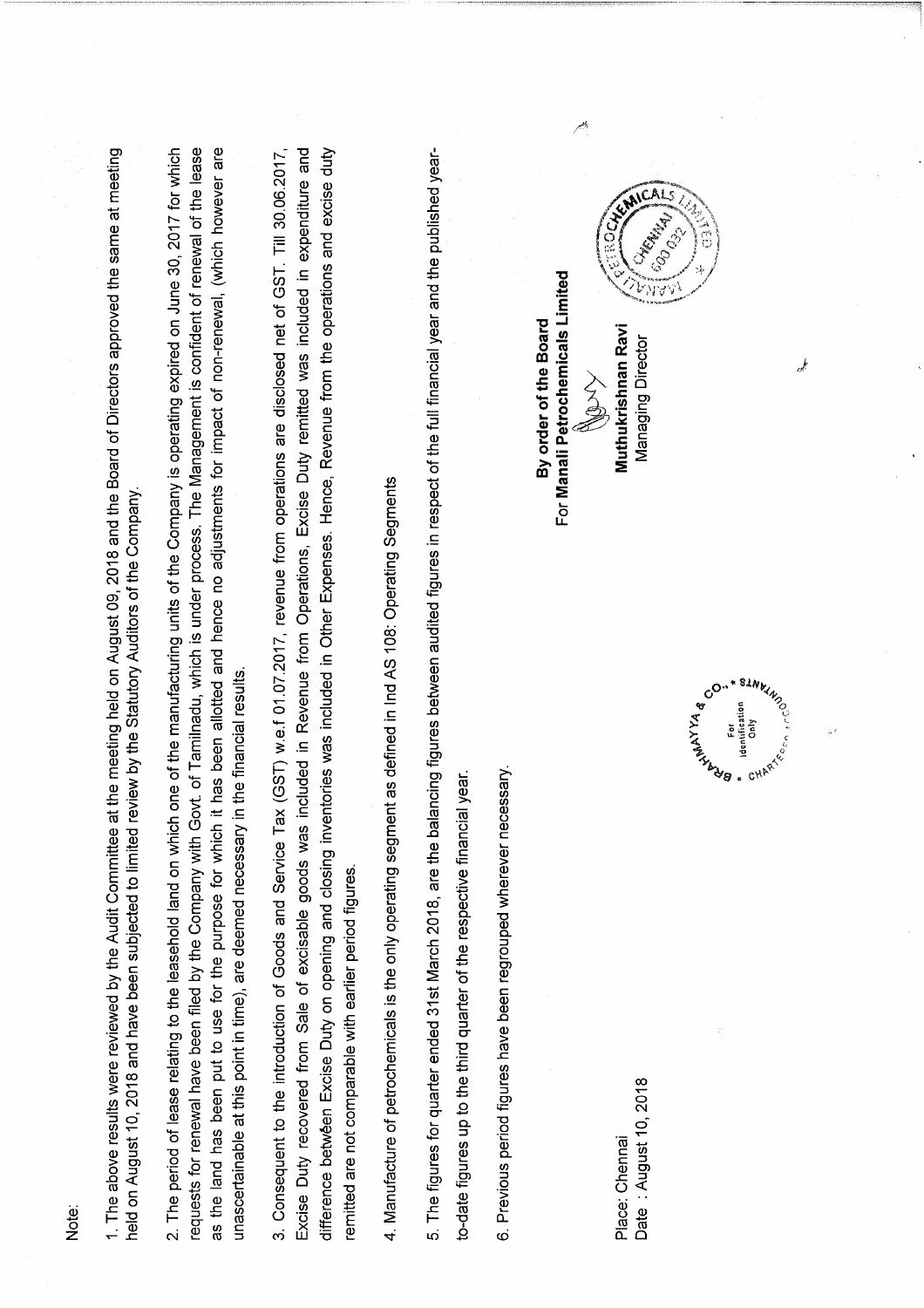Note:

1. The above results were reviewed by the Audit Committee at the meeting held on August 09, 2018 and the Board of Directors approved the same at meeting held on August 10, 2018 and have been subjected to limited review by the Statutory Auditors of the Company.

2. The period of lease relating to the leasehold land on which one of the manufacturing units of the Company is operating expired on June 30, 2017 for which requests for renewal have been filed by the Company with Govt. of Tamilnadu, which is under process. The Management is confident of renewal of the lease as the land has been put to use for the purpose for which it has been allotted and hence no adjustments for impact of non-renewal, (which however are unascertainable at this point in time), are deemed necessary in the financial results.

3. Consequent to the introduction of Goods and Service Tax (GST) w.e.f 01.07.2017, revenue from operations are disclosed net of GST. Till 30.06.2017, Excise Duty recovered from Sale of excisable goods was included in Revenue from Operations, Excise Duty remitted was included in expenditure and difference between Excise Duty on opening and closing inventories was included in Other Expenses. Hence, Revenue from the operations and excise duty remitted are not comparable with earlier period figures.

4. Manufacture of petrochemicals is the only operating segment as defined in Ind AS 108: Operating Segments

5. The figures for quarter ended 31st March 2018, are the balancing figures between audited figures in respect of the full financial year and the published year-to-date figures up to the third quarter of the respective financial year.

6. Previous period figures have been regrouped wherever necessary.

Place: Chennai
Date : August 10, 2018

By order of the Board
For **Manali Petrochemicals Limited**

**Muthukrishnan Ravi**
Managing Director